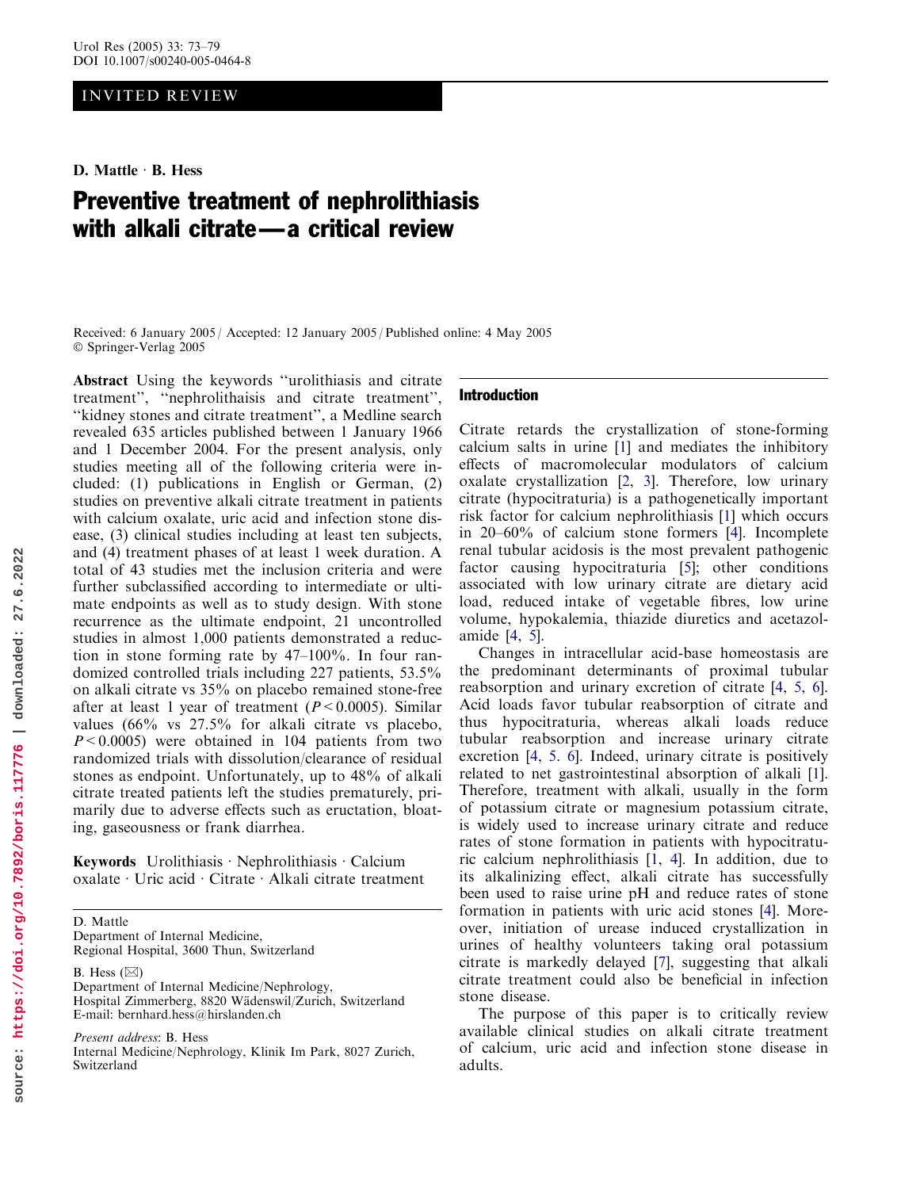INVITED REVIEW

D. Mattle · B. Hess

# Preventive treatment of nephrolithiasis with alkali citrate—a critical review

Received: 6 January 2005 / Accepted: 12 January 2005 / Published online: 4 May 2005
© Springer-Verlag 2005

**Abstract** Using the keywords ''urolithiasis and citrate treatment'', ''nephrolithaisis and citrate treatment'', ''kidney stones and citrate treatment'', a Medline search revealed 635 articles published between 1 January 1966 and 1 December 2004. For the present analysis, only studies meeting all of the following criteria were included: (1) publications in English or German, (2) studies on preventive alkali citrate treatment in patients with calcium oxalate, uric acid and infection stone disease, (3) clinical studies including at least ten subjects, and (4) treatment phases of at least 1 week duration. A total of 43 studies met the inclusion criteria and were further subclassified according to intermediate or ultimate endpoints as well as to study design. With stone recurrence as the ultimate endpoint, 21 uncontrolled studies in almost 1,000 patients demonstrated a reduction in stone forming rate by 47–100%. In four randomized controlled trials including 227 patients, 53.5% on alkali citrate vs 35% on placebo remained stone-free after at least 1 year of treatment ($P < 0.0005$). Similar values (66% vs 27.5% for alkali citrate vs placebo, $P < 0.0005$) were obtained in 104 patients from two randomized trials with dissolution/clearance of residual stones as endpoint. Unfortunately, up to 48% of alkali citrate treated patients left the studies prematurely, primarily due to adverse effects such as eructation, bloating, gaseousness or frank diarrhea.

**Keywords** Urolithiasis · Nephrolithiasis · Calcium oxalate · Uric acid · Citrate · Alkali citrate treatment

D. Mattle
Department of Internal Medicine,
Regional Hospital, 3600 Thun, Switzerland

B. Hess (✉)
Department of Internal Medicine/Nephrology,
Hospital Zimmerberg, 8820 Wädenswil/Zurich, Switzerland
E-mail: bernhard.hess@hirslanden.ch

*Present address*: B. Hess
Internal Medicine/Nephrology, Klinik Im Park, 8027 Zurich, Switzerland

## Introduction

Citrate retards the crystallization of stone-forming calcium salts in urine [1] and mediates the inhibitory effects of macromolecular modulators of calcium oxalate crystallization [2, 3]. Therefore, low urinary citrate (hypocitraturia) is a pathogenetically important risk factor for calcium nephrolithiasis [1] which occurs in 20–60% of calcium stone formers [4]. Incomplete renal tubular acidosis is the most prevalent pathogenic factor causing hypocitraturia [5]; other conditions associated with low urinary citrate are dietary acid load, reduced intake of vegetable fibres, low urine volume, hypokalemia, thiazide diuretics and acetazolamide [4, 5].

Changes in intracellular acid-base homeostasis are the predominant determinants of proximal tubular reabsorption and urinary excretion of citrate [4, 5, 6]. Acid loads favor tubular reabsorption of citrate and thus hypocitraturia, whereas alkali loads reduce tubular reabsorption and increase urinary citrate excretion [4, 5. 6]. Indeed, urinary citrate is positively related to net gastrointestinal absorption of alkali [1]. Therefore, treatment with alkali, usually in the form of potassium citrate or magnesium potassium citrate, is widely used to increase urinary citrate and reduce rates of stone formation in patients with hypocitraturic calcium nephrolithiasis [1, 4]. In addition, due to its alkalinizing effect, alkali citrate has successfully been used to raise urine pH and reduce rates of stone formation in patients with uric acid stones [4]. Moreover, initiation of urease induced crystallization in urines of healthy volunteers taking oral potassium citrate is markedly delayed [7], suggesting that alkali citrate treatment could also be beneficial in infection stone disease.

The purpose of this paper is to critically review available clinical studies on alkali citrate treatment of calcium, uric acid and infection stone disease in adults.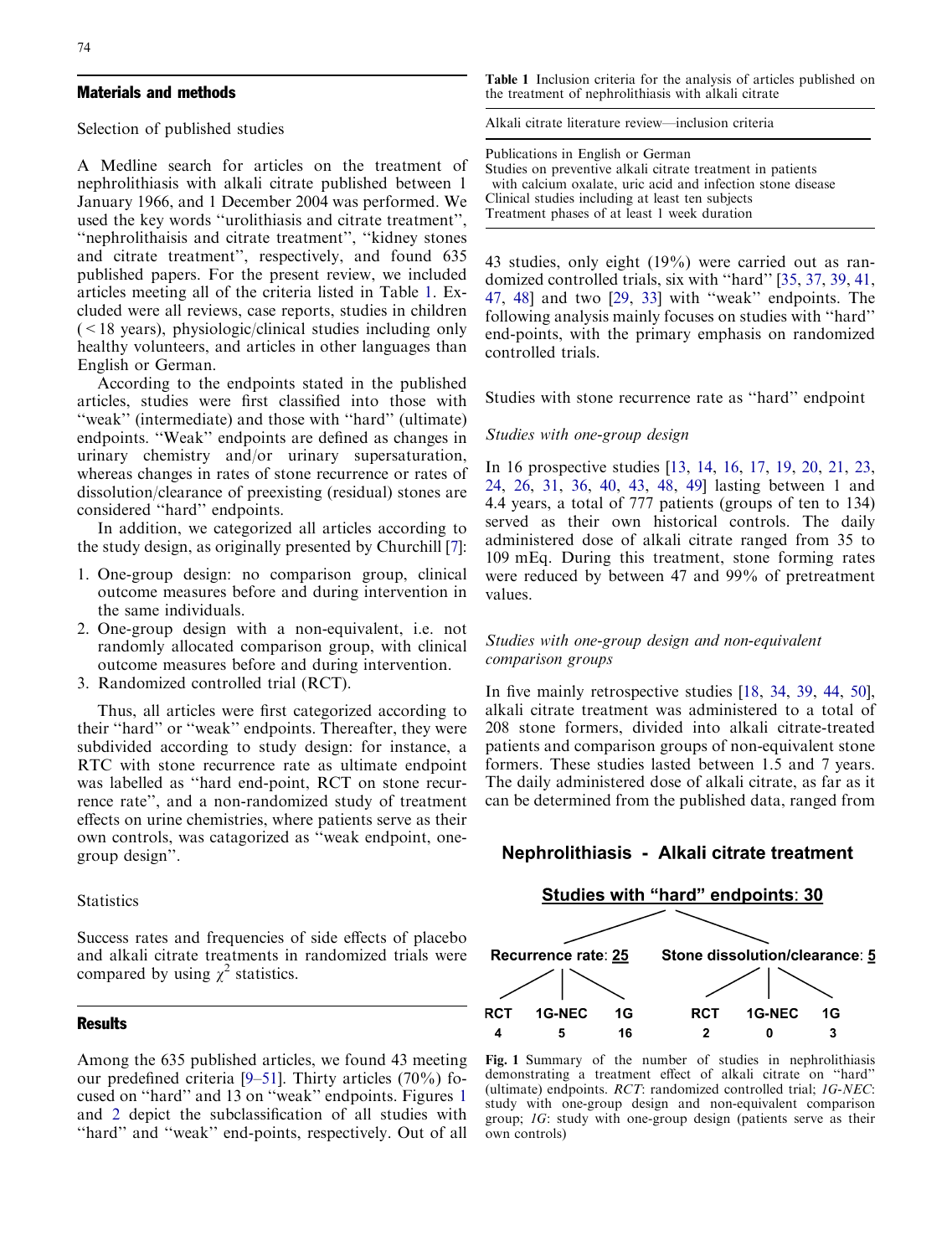## Materials and methods

Selection of published studies

A Medline search for articles on the treatment of nephrolithiasis with alkali citrate published between 1 January 1966, and 1 December 2004 was performed. We used the key words ''urolithiasis and citrate treatment'', ''nephrolithaisis and citrate treatment'', ''kidney stones and citrate treatment'', respectively, and found 635 published papers. For the present review, we included articles meeting all of the criteria listed in Table 1. Excluded were all reviews, case reports, studies in children (<18 years), physiologic/clinical studies including only healthy volunteers, and articles in other languages than English or German.

According to the endpoints stated in the published articles, studies were first classified into those with ''weak'' (intermediate) and those with ''hard'' (ultimate) endpoints. ''Weak'' endpoints are defined as changes in urinary chemistry and/or urinary supersaturation, whereas changes in rates of stone recurrence or rates of dissolution/clearance of preexisting (residual) stones are considered ''hard'' endpoints.

In addition, we categorized all articles according to the study design, as originally presented by Churchill [7]:

1. One-group design: no comparison group, clinical outcome measures before and during intervention in the same individuals.
2. One-group design with a non-equivalent, i.e. not randomly allocated comparison group, with clinical outcome measures before and during intervention.
3. Randomized controlled trial (RCT).

Thus, all articles were first categorized according to their ''hard'' or ''weak'' endpoints. Thereafter, they were subdivided according to study design: for instance, a RTC with stone recurrence rate as ultimate endpoint was labelled as ''hard end-point, RCT on stone recurrence rate'', and a non-randomized study of treatment effects on urine chemistries, where patients serve as their own controls, was catagorized as ''weak endpoint, one-group design''.

Statistics

Success rates and frequencies of side effects of placebo and alkali citrate treatments in randomized trials were compared by using $\chi^2$ statistics.

## Results

Among the 635 published articles, we found 43 meeting our predefined criteria [9–51]. Thirty articles (70%) focused on ''hard'' and 13 on ''weak'' endpoints. Figures 1 and 2 depict the subclassification of all studies with ''hard'' and ''weak'' end-points, respectively. Out of all 43 studies, only eight (19%) were carried out as randomized controlled trials, six with ''hard'' [35, 37, 39, 41, 47, 48] and two [29, 33] with ''weak'' endpoints. The following analysis mainly focuses on studies with ''hard'' end-points, with the primary emphasis on randomized controlled trials.

Table 1 Inclusion criteria for the analysis of articles published on the treatment of nephrolithiasis with alkali citrate

| Alkali citrate literature review—inclusion criteria |
|---|
| Publications in English or German |
| Studies on preventive alkali citrate treatment in patients with calcium oxalate, uric acid and infection stone disease |
| Clinical studies including at least ten subjects |
| Treatment phases of at least 1 week duration |

Studies with stone recurrence rate as ''hard'' endpoint

*Studies with one-group design*

In 16 prospective studies [13, 14, 16, 17, 19, 20, 21, 23, 24, 26, 31, 36, 40, 43, 48, 49] lasting between 1 and 4.4 years, a total of 777 patients (groups of ten to 134) served as their own historical controls. The daily administered dose of alkali citrate ranged from 35 to 109 mEq. During this treatment, stone forming rates were reduced by between 47 and 99% of pretreatment values.

*Studies with one-group design and non-equivalent comparison groups*

In five mainly retrospective studies [18, 34, 39, 44, 50], alkali citrate treatment was administered to a total of 208 stone formers, divided into alkali citrate-treated patients and comparison groups of non-equivalent stone formers. These studies lasted between 1.5 and 7 years. The daily administered dose of alkali citrate, as far as it can be determined from the published data, ranged from

**Nephrolithiasis - Alkali citrate treatment**

**Studies with "hard" endpoints: 30**

| Recurrence rate: 25 | | | Stone dissolution/clearance: 5 | | |
|---|---|---|---|---|---|
| RCT | 1G-NEC | 1G | RCT | 1G-NEC | 1G |
| 4 | 5 | 16 | 2 | 0 | 3 |

Fig. 1 Summary of the number of studies in nephrolithiasis demonstrating a treatment effect of alkali citrate on ''hard'' (ultimate) endpoints. *RCT*: randomized controlled trial; *1G-NEC*: study with one-group design and non-equivalent comparison group; *1G*: study with one-group design (patients serve as their own controls)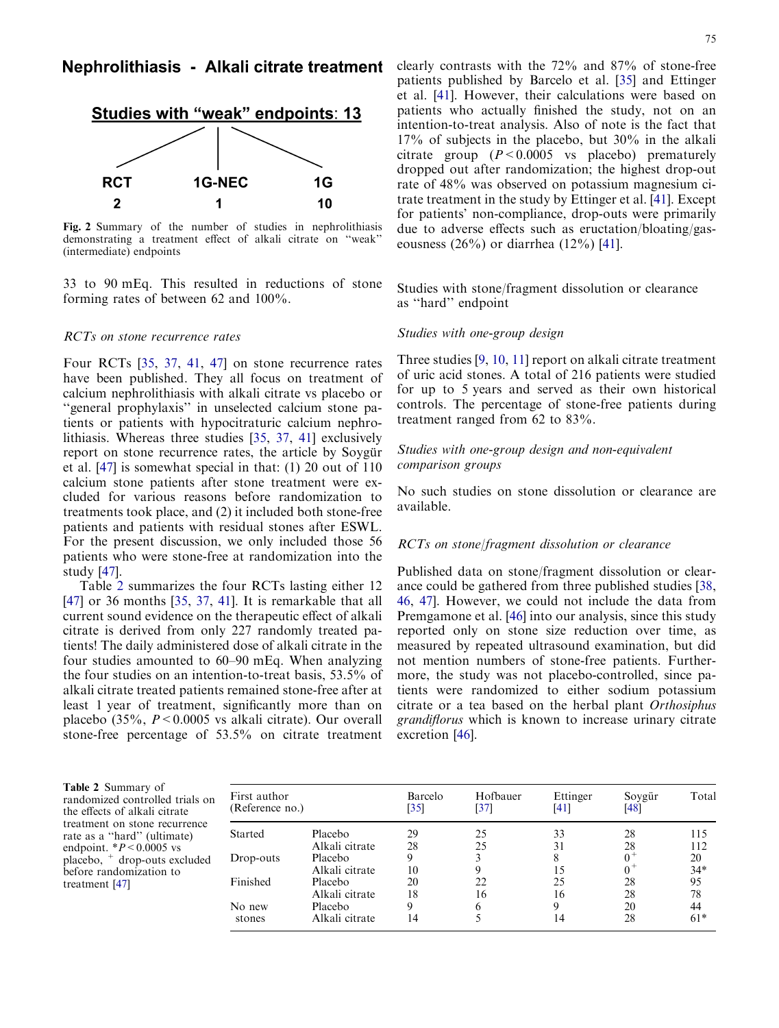## Nephrolithiasis - Alkali citrate treatment

**Studies with "weak" endpoints: 13**

| RCT | 1G-NEC | 1G |
|---|---|---|
| 2 | 1 | 10 |

**Fig. 2** Summary of the number of studies in nephrolithiasis demonstrating a treatment effect of alkali citrate on "weak" (intermediate) endpoints

33 to 90 mEq. This resulted in reductions of stone forming rates of between 62 and 100%.

*RCTs on stone recurrence rates*

Four RCTs [35, 37, 41, 47] on stone recurrence rates have been published. They all focus on treatment of calcium nephrolithiasis with alkali citrate vs placebo or "general prophylaxis" in unselected calcium stone patients or patients with hypocitraturic calcium nephrolithiasis. Whereas three studies [35, 37, 41] exclusively report on stone recurrence rates, the article by Soygür et al. [47] is somewhat special in that: (1) 20 out of 110 calcium stone patients after stone treatment were excluded for various reasons before randomization to treatments took place, and (2) it included both stone-free patients and patients with residual stones after ESWL. For the present discussion, we only included those 56 patients who were stone-free at randomization into the study [47].

Table 2 summarizes the four RCTs lasting either 12 [47] or 36 months [35, 37, 41]. It is remarkable that all current sound evidence on the therapeutic effect of alkali citrate is derived from only 227 randomly treated patients! The daily administered dose of alkali citrate in the four studies amounted to 60–90 mEq. When analyzing the four studies on an intention-to-treat basis, 53.5% of alkali citrate treated patients remained stone-free after at least 1 year of treatment, significantly more than on placebo (35%, $P<0.0005$ vs alkali citrate). Our overall stone-free percentage of 53.5% on citrate treatment clearly contrasts with the 72% and 87% of stone-free patients published by Barcelo et al. [35] and Ettinger et al. [41]. However, their calculations were based on patients who actually finished the study, not on an intention-to-treat analysis. Also of note is the fact that 17% of subjects in the placebo, but 30% in the alkali citrate group ($P<0.0005$ vs placebo) prematurely dropped out after randomization; the highest drop-out rate of 48% was observed on potassium magnesium citrate treatment in the study by Ettinger et al. [41]. Except for patients' non-compliance, drop-outs were primarily due to adverse effects such as eructation/bloating/gaseousness (26%) or diarrhea (12%) [41].

### Studies with stone/fragment dissolution or clearance as "hard" endpoint

*Studies with one-group design*

Three studies [9, 10, 11] report on alkali citrate treatment of uric acid stones. A total of 216 patients were studied for up to 5 years and served as their own historical controls. The percentage of stone-free patients during treatment ranged from 62 to 83%.

*Studies with one-group design and non-equivalent comparison groups*

No such studies on stone dissolution or clearance are available.

*RCTs on stone/fragment dissolution or clearance*

Published data on stone/fragment dissolution or clearance could be gathered from three published studies [38, 46, 47]. However, we could not include the data from Premgamone et al. [46] into our analysis, since this study reported only on stone size reduction over time, as measured by repeated ultrasound examination, but did not mention numbers of stone-free patients. Furthermore, the study was not placebo-controlled, since patients were randomized to either sodium potassium citrate or a tea based on the herbal plant *Orthosiphus grandiflorus* which is known to increase urinary citrate excretion [46].

**Table 2** Summary of randomized controlled trials on the effects of alkali citrate treatment on stone recurrence rate as a "hard" (ultimate) endpoint. *$P<0.0005$ vs placebo, + drop-outs excluded before randomization to treatment [47]

| First author (Reference no.) | | Barcelo [35] | Hofbauer [37] | Ettinger [41] | Soygür [48] | Total |
|---|---|---|---|---|---|---|
| Started | Placebo | 29 | 25 | 33 | 28 | 115 |
| | Alkali citrate | 28 | 25 | 31 | 28 | 112 |
| Drop-outs | Placebo | 9 | 3 | 8 | 0+ | 20 |
| | Alkali citrate | 10 | 9 | 15 | 0+ | 34* |
| Finished | Placebo | 20 | 22 | 25 | 28 | 95 |
| | Alkali citrate | 18 | 16 | 16 | 28 | 78 |
| No new stones | Placebo | 9 | 6 | 9 | 20 | 44 |
| | Alkali citrate | 14 | 5 | 14 | 28 | 61* |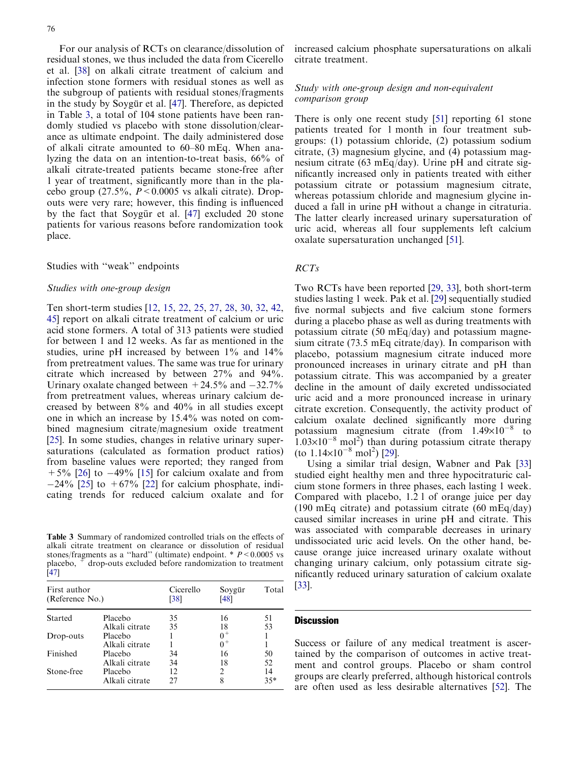For our analysis of RCTs on clearance/dissolution of residual stones, we thus included the data from Cicerello et al. [38] on alkali citrate treatment of calcium and infection stone formers with residual stones as well as the subgroup of patients with residual stones/fragments in the study by Soygür et al. [47]. Therefore, as depicted in Table 3, a total of 104 stone patients have been randomly studied vs placebo with stone dissolution/clearance as ultimate endpoint. The daily administered dose of alkali citrate amounted to 60–80 mEq. When analyzing the data on an intention-to-treat basis, 66% of alkali citrate-treated patients became stone-free after 1 year of treatment, significantly more than in the placebo group (27.5%, $P < 0.0005$ vs alkali citrate). Drop-outs were very rare; however, this finding is influenced by the fact that Soygür et al. [47] excluded 20 stone patients for various reasons before randomization took place.

## Studies with "weak" endpoints

### *Studies with one-group design*

Ten short-term studies [12, 15, 22, 25, 27, 28, 30, 32, 42, 45] report on alkali citrate treatment of calcium or uric acid stone formers. A total of 313 patients were studied for between 1 and 12 weeks. As far as mentioned in the studies, urine pH increased by between 1% and 14% from pretreatment values. The same was true for urinary citrate which increased by between 27% and 94%. Urinary oxalate changed between +24.5% and −32.7% from pretreatment values, whereas urinary calcium decreased by between 8% and 40% in all studies except one in which an increase by 15.4% was noted on combined magnesium citrate/magnesium oxide treatment [25]. In some studies, changes in relative urinary supersaturations (calculated as formation product ratios) from baseline values were reported; they ranged from +5% [26] to −49% [15] for calcium oxalate and from −24% [25] to +67% [22] for calcium phosphate, indicating trends for reduced calcium oxalate and for increased calcium phosphate supersaturations on alkali citrate treatment.

**Table 3** Summary of randomized controlled trials on the effects of alkali citrate treatment on clearance or dissolution of residual stones/fragments as a "hard" (ultimate) endpoint. * $P < 0.0005$ vs placebo, + drop-outs excluded before randomization to treatment [47]

| First author (Reference No.) | | Cicerello [38] | Soygür [48] | Total |
|---|---|---|---|---|
| Started | Placebo | 35 | 16 | 51 |
| | Alkali citrate | 35 | 18 | 53 |
| Drop-outs | Placebo | 1 | 0+ | 1 |
| | Alkali citrate | 1 | 0+ | 1 |
| Finished | Placebo | 34 | 16 | 50 |
| | Alkali citrate | 34 | 18 | 52 |
| Stone-free | Placebo | 12 | 2 | 14 |
| | Alkali citrate | 27 | 8 | 35* |

### *Study with one-group design and non-equivalent comparison group*

There is only one recent study [51] reporting 61 stone patients treated for 1 month in four treatment subgroups: (1) potassium chloride, (2) potassium sodium citrate, (3) magnesium glycine, and (4) potassium magnesium citrate (63 mEq/day). Urine pH and citrate significantly increased only in patients treated with either potassium citrate or potassium magnesium citrate, whereas potassium chloride and magnesium glycine induced a fall in urine pH without a change in citraturia. The latter clearly increased urinary supersaturation of uric acid, whereas all four supplements left calcium oxalate supersaturation unchanged [51].

### *RCTs*

Two RCTs have been reported [29, 33], both short-term studies lasting 1 week. Pak et al. [29] sequentially studied five normal subjects and five calcium stone formers during a placebo phase as well as during treatments with potassium citrate (50 mEq/day) and potassium magnesium citrate (73.5 mEq citrate/day). In comparison with placebo, potassium magnesium citrate induced more pronounced increases in urinary citrate and pH than potassium citrate. This was accompanied by a greater decline in the amount of daily excreted undissociated uric acid and a more pronounced increase in urinary citrate excretion. Consequently, the activity product of calcium oxalate declined significantly more during potassium magnesium citrate (from $1.49\times10^{-8}$ to $1.03\times10^{-8}$ mol$^2$) than during potassium citrate therapy (to $1.14\times10^{-8}$ mol$^2$) [29].

Using a similar trial design, Wabner and Pak [33] studied eight healthy men and three hypocitraturic calcium stone formers in three phases, each lasting 1 week. Compared with placebo, 1.2 l of orange juice per day (190 mEq citrate) and potassium citrate (60 mEq/day) caused similar increases in urine pH and citrate. This was associated with comparable decreases in urinary undissociated uric acid levels. On the other hand, because orange juice increased urinary oxalate without changing urinary calcium, only potassium citrate significantly reduced urinary saturation of calcium oxalate [33].

## Discussion

Success or failure of any medical treatment is ascertained by the comparison of outcomes in active treatment and control groups. Placebo or sham control groups are clearly preferred, although historical controls are often used as less desirable alternatives [52]. The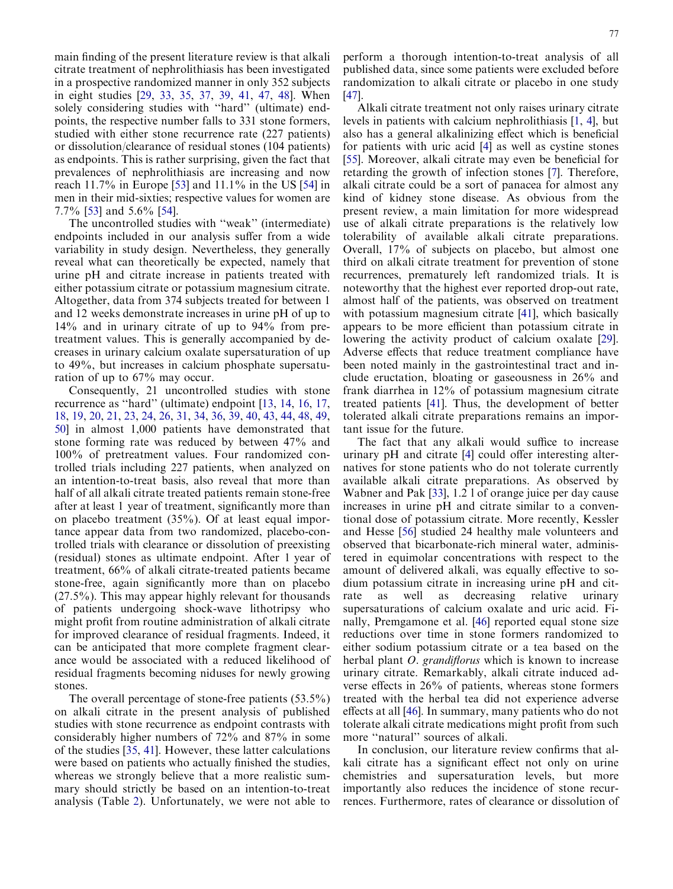main finding of the present literature review is that alkali citrate treatment of nephrolithiasis has been investigated in a prospective randomized manner in only 352 subjects in eight studies [29, 33, 35, 37, 39, 41, 47, 48]. When solely considering studies with "hard" (ultimate) endpoints, the respective number falls to 331 stone formers, studied with either stone recurrence rate (227 patients) or dissolution/clearance of residual stones (104 patients) as endpoints. This is rather surprising, given the fact that prevalences of nephrolithiasis are increasing and now reach 11.7% in Europe [53] and 11.1% in the US [54] in men in their mid-sixties; respective values for women are 7.7% [53] and 5.6% [54].

The uncontrolled studies with "weak" (intermediate) endpoints included in our analysis suffer from a wide variability in study design. Nevertheless, they generally reveal what can theoretically be expected, namely that urine pH and citrate increase in patients treated with either potassium citrate or potassium magnesium citrate. Altogether, data from 374 subjects treated for between 1 and 12 weeks demonstrate increases in urine pH of up to 14% and in urinary citrate of up to 94% from pretreatment values. This is generally accompanied by decreases in urinary calcium oxalate supersaturation of up to 49%, but increases in calcium phosphate supersaturation of up to 67% may occur.

Consequently, 21 uncontrolled studies with stone recurrence as "hard" (ultimate) endpoint [13, 14, 16, 17, 18, 19, 20, 21, 23, 24, 26, 31, 34, 36, 39, 40, 43, 44, 48, 49, 50] in almost 1,000 patients have demonstrated that stone forming rate was reduced by between 47% and 100% of pretreatment values. Four randomized controlled trials including 227 patients, when analyzed on an intention-to-treat basis, also reveal that more than half of all alkali citrate treated patients remain stone-free after at least 1 year of treatment, significantly more than on placebo treatment (35%). Of at least equal importance appear data from two randomized, placebo-controlled trials with clearance or dissolution of preexisting (residual) stones as ultimate endpoint. After 1 year of treatment, 66% of alkali citrate-treated patients became stone-free, again significantly more than on placebo (27.5%). This may appear highly relevant for thousands of patients undergoing shock-wave lithotripsy who might profit from routine administration of alkali citrate for improved clearance of residual fragments. Indeed, it can be anticipated that more complete fragment clearance would be associated with a reduced likelihood of residual fragments becoming niduses for newly growing stones.

The overall percentage of stone-free patients (53.5%) on alkali citrate in the present analysis of published studies with stone recurrence as endpoint contrasts with considerably higher numbers of 72% and 87% in some of the studies [35, 41]. However, these latter calculations were based on patients who actually finished the studies, whereas we strongly believe that a more realistic summary should strictly be based on an intention-to-treat analysis (Table 2). Unfortunately, we were not able to perform a thorough intention-to-treat analysis of all published data, since some patients were excluded before randomization to alkali citrate or placebo in one study [47].

Alkali citrate treatment not only raises urinary citrate levels in patients with calcium nephrolithiasis [1, 4], but also has a general alkalinizing effect which is beneficial for patients with uric acid [4] as well as cystine stones [55]. Moreover, alkali citrate may even be beneficial for retarding the growth of infection stones [7]. Therefore, alkali citrate could be a sort of panacea for almost any kind of kidney stone disease. As obvious from the present review, a main limitation for more widespread use of alkali citrate preparations is the relatively low tolerability of available alkali citrate preparations. Overall, 17% of subjects on placebo, but almost one third on alkali citrate treatment for prevention of stone recurrences, prematurely left randomized trials. It is noteworthy that the highest ever reported drop-out rate, almost half of the patients, was observed on treatment with potassium magnesium citrate [41], which basically appears to be more efficient than potassium citrate in lowering the activity product of calcium oxalate [29]. Adverse effects that reduce treatment compliance have been noted mainly in the gastrointestinal tract and include eructation, bloating or gaseousness in 26% and frank diarrhea in 12% of potassium magnesium citrate treated patients [41]. Thus, the development of better tolerated alkali citrate preparations remains an important issue for the future.

The fact that any alkali would suffice to increase urinary pH and citrate [4] could offer interesting alternatives for stone patients who do not tolerate currently available alkali citrate preparations. As observed by Wabner and Pak [33], 1.2 l of orange juice per day cause increases in urine pH and citrate similar to a conventional dose of potassium citrate. More recently, Kessler and Hesse [56] studied 24 healthy male volunteers and observed that bicarbonate-rich mineral water, administered in equimolar concentrations with respect to the amount of delivered alkali, was equally effective to sodium potassium citrate in increasing urine pH and citrate as well as decreasing relative urinary supersaturations of calcium oxalate and uric acid. Finally, Premgamone et al. [46] reported equal stone size reductions over time in stone formers randomized to either sodium potassium citrate or a tea based on the herbal plant *O. grandiflorus* which is known to increase urinary citrate. Remarkably, alkali citrate induced adverse effects in 26% of patients, whereas stone formers treated with the herbal tea did not experience adverse effects at all [46]. In summary, many patients who do not tolerate alkali citrate medications might profit from such more "natural" sources of alkali.

In conclusion, our literature review confirms that alkali citrate has a significant effect not only on urine chemistries and supersaturation levels, but more importantly also reduces the incidence of stone recurrences. Furthermore, rates of clearance or dissolution of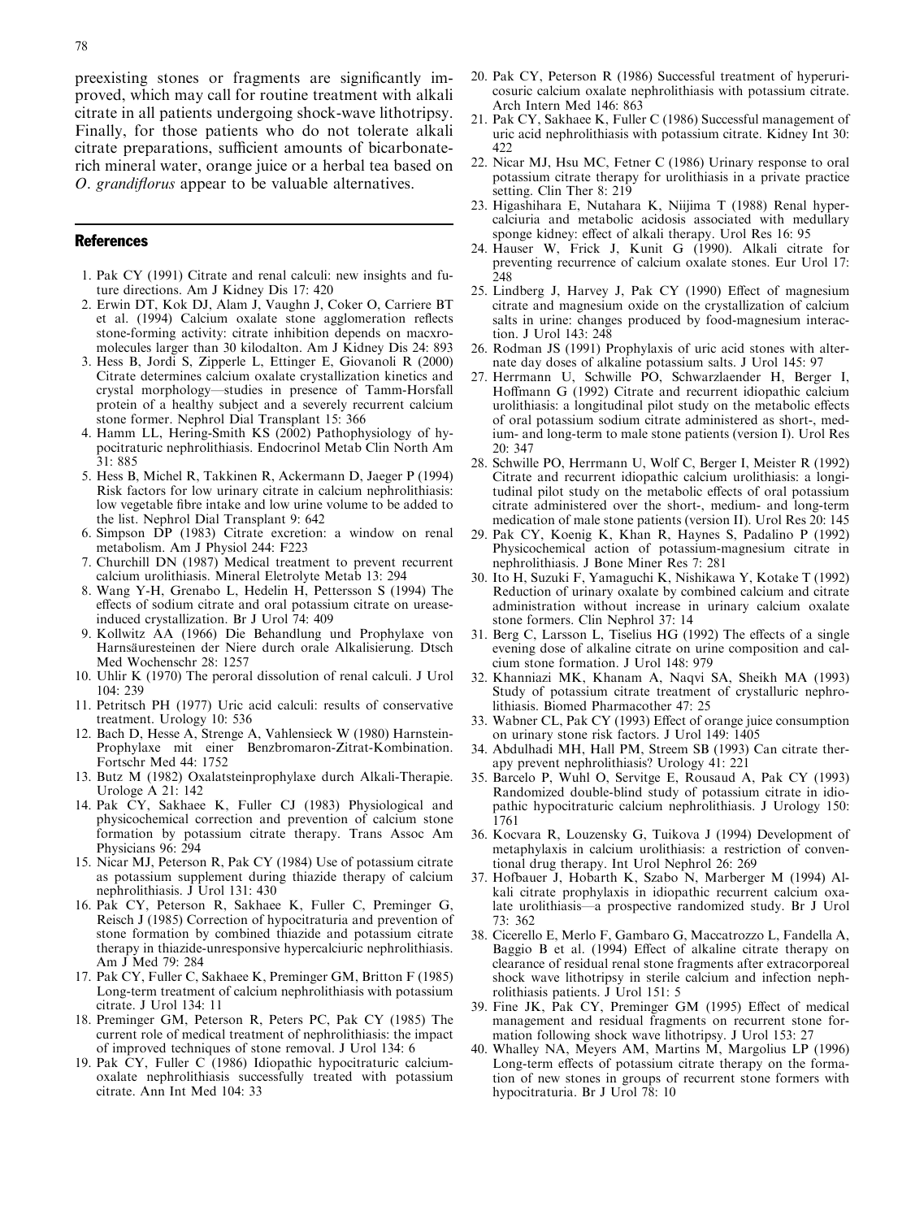preexisting stones or fragments are significantly improved, which may call for routine treatment with alkali citrate in all patients undergoing shock-wave lithotripsy. Finally, for those patients who do not tolerate alkali citrate preparations, sufficient amounts of bicarbonate-rich mineral water, orange juice or a herbal tea based on *O. grandiflorus* appear to be valuable alternatives.

## References

1. Pak CY (1991) Citrate and renal calculi: new insights and future directions. Am J Kidney Dis 17: 420
2. Erwin DT, Kok DJ, Alam J, Vaughn J, Coker O, Carriere BT et al. (1994) Calcium oxalate stone agglomeration reflects stone-forming activity: citrate inhibition depends on macxromolecules larger than 30 kilodalton. Am J Kidney Dis 24: 893
3. Hess B, Jordi S, Zipperle L, Ettinger E, Giovanoli R (2000) Citrate determines calcium oxalate crystallization kinetics and crystal morphology—studies in presence of Tamm-Horsfall protein of a healthy subject and a severely recurrent calcium stone former. Nephrol Dial Transplant 15: 366
4. Hamm LL, Hering-Smith KS (2002) Pathophysiology of hypocitraturic nephrolithiasis. Endocrinol Metab Clin North Am 31: 885
5. Hess B, Michel R, Takkinen R, Ackermann D, Jaeger P (1994) Risk factors for low urinary citrate in calcium nephrolithiasis: low vegetable fibre intake and low urine volume to be added to the list. Nephrol Dial Transplant 9: 642
6. Simpson DP (1983) Citrate excretion: a window on renal metabolism. Am J Physiol 244: F223
7. Churchill DN (1987) Medical treatment to prevent recurrent calcium urolithiasis. Mineral Eletrolyte Metab 13: 294
8. Wang Y-H, Grenabo L, Hedelin H, Pettersson S (1994) The effects of sodium citrate and oral potassium citrate on urease-induced crystallization. Br J Urol 74: 409
9. Kollwitz AA (1966) Die Behandlung und Prophylaxe von Harnsäuresteinen der Niere durch orale Alkalisierung. Dtsch Med Wochenschr 28: 1257
10. Uhlir K (1970) The peroral dissolution of renal calculi. J Urol 104: 239
11. Petritsch PH (1977) Uric acid calculi: results of conservative treatment. Urology 10: 536
12. Bach D, Hesse A, Strenge A, Vahlensieck W (1980) Harnstein-Prophylaxe mit einer Benzbromaron-Zitrat-Kombination. Fortschr Med 44: 1752
13. Butz M (1982) Oxalatsteinprophylaxe durch Alkali-Therapie. Urologe A 21: 142
14. Pak CY, Sakhaee K, Fuller CJ (1983) Physiological and physicochemical correction and prevention of calcium stone formation by potassium citrate therapy. Trans Assoc Am Physicians 96: 294
15. Nicar MJ, Peterson R, Pak CY (1984) Use of potassium citrate as potassium supplement during thiazide therapy of calcium nephrolithiasis. J Urol 131: 430
16. Pak CY, Peterson R, Sakhaee K, Fuller C, Preminger G, Reisch J (1985) Correction of hypocitraturia and prevention of stone formation by combined thiazide and potassium citrate therapy in thiazide-unresponsive hypercalciuric nephrolithiasis. Am J Med 79: 284
17. Pak CY, Fuller C, Sakhaee K, Preminger GM, Britton F (1985) Long-term treatment of calcium nephrolithiasis with potassium citrate. J Urol 134: 11
18. Preminger GM, Peterson R, Peters PC, Pak CY (1985) The current role of medical treatment of nephrolithiasis: the impact of improved techniques of stone removal. J Urol 134: 6
19. Pak CY, Fuller C (1986) Idiopathic hypocitraturic calcium-oxalate nephrolithiasis successfully treated with potassium citrate. Ann Int Med 104: 33
20. Pak CY, Peterson R (1986) Successful treatment of hyperuricosuric calcium oxalate nephrolithiasis with potassium citrate. Arch Intern Med 146: 863
21. Pak CY, Sakhaee K, Fuller C (1986) Successful management of uric acid nephrolithiasis with potassium citrate. Kidney Int 30: 422
22. Nicar MJ, Hsu MC, Fetner C (1986) Urinary response to oral potassium citrate therapy for urolithiasis in a private practice setting. Clin Ther 8: 219
23. Higashihara E, Nutahara K, Niijima T (1988) Renal hypercalciuria and metabolic acidosis associated with medullary sponge kidney: effect of alkali therapy. Urol Res 16: 95
24. Hauser W, Frick J, Kunit G (1990). Alkali citrate for preventing recurrence of calcium oxalate stones. Eur Urol 17: 248
25. Lindberg J, Harvey J, Pak CY (1990) Effect of magnesium citrate and magnesium oxide on the crystallization of calcium salts in urine: changes produced by food-magnesium interaction. J Urol 143: 248
26. Rodman JS (1991) Prophylaxis of uric acid stones with alternate day doses of alkaline potassium salts. J Urol 145: 97
27. Herrmann U, Schwille PO, Schwarzlaender H, Berger I, Hoffmann G (1992) Citrate and recurrent idiopathic calcium urolithiasis: a longitudinal pilot study on the metabolic effects of oral potassium sodium citrate administered as short-, medium- and long-term to male stone patients (version I). Urol Res 20: 347
28. Schwille PO, Herrmann U, Wolf C, Berger I, Meister R (1992) Citrate and recurrent idiopathic calcium urolithiasis: a longitudinal pilot study on the metabolic effects of oral potassium citrate administered over the short-, medium- and long-term medication of male stone patients (version II). Urol Res 20: 145
29. Pak CY, Koenig K, Khan R, Haynes S, Padalino P (1992) Physicochemical action of potassium-magnesium citrate in nephrolithiasis. J Bone Miner Res 7: 281
30. Ito H, Suzuki F, Yamaguchi K, Nishikawa Y, Kotake T (1992) Reduction of urinary oxalate by combined calcium and citrate administration without increase in urinary calcium oxalate stone formers. Clin Nephrol 37: 14
31. Berg C, Larsson L, Tiselius HG (1992) The effects of a single evening dose of alkaline citrate on urine composition and calcium stone formation. J Urol 148: 979
32. Khanniazi MK, Khanam A, Naqvi SA, Sheikh MA (1993) Study of potassium citrate treatment of crystalluric nephrolithiasis. Biomed Pharmacother 47: 25
33. Wabner CL, Pak CY (1993) Effect of orange juice consumption on urinary stone risk factors. J Urol 149: 1405
34. Abdulhadi MH, Hall PM, Streem SB (1993) Can citrate therapy prevent nephrolithiasis? Urology 41: 221
35. Barcelo P, Wuhl O, Servitge E, Rousaud A, Pak CY (1993) Randomized double-blind study of potassium citrate in idiopathic hypocitraturic calcium nephrolithiasis. J Urology 150: 1761
36. Kocvara R, Louzensky G, Tuikova J (1994) Development of metaphylaxis in calcium urolithiasis: a restriction of conventional drug therapy. Int Urol Nephrol 26: 269
37. Hofbauer J, Hobarth K, Szabo N, Marberger M (1994) Alkali citrate prophylaxis in idiopathic recurrent calcium oxalate urolithiasis—a prospective randomized study. Br J Urol 73: 362
38. Cicerello E, Merlo F, Gambaro G, Maccatrozzo L, Fandella A, Baggio B et al. (1994) Effect of alkaline citrate therapy on clearance of residual renal stone fragments after extracorporeal shock wave lithotripsy in sterile calcium and infection nephrolithiasis patients. J Urol 151: 5
39. Fine JK, Pak CY, Preminger GM (1995) Effect of medical management and residual fragments on recurrent stone formation following shock wave lithotripsy. J Urol 153: 27
40. Whalley NA, Meyers AM, Martins M, Margolius LP (1996) Long-term effects of potassium citrate therapy on the formation of new stones in groups of recurrent stone formers with hypocitraturia. Br J Urol 78: 10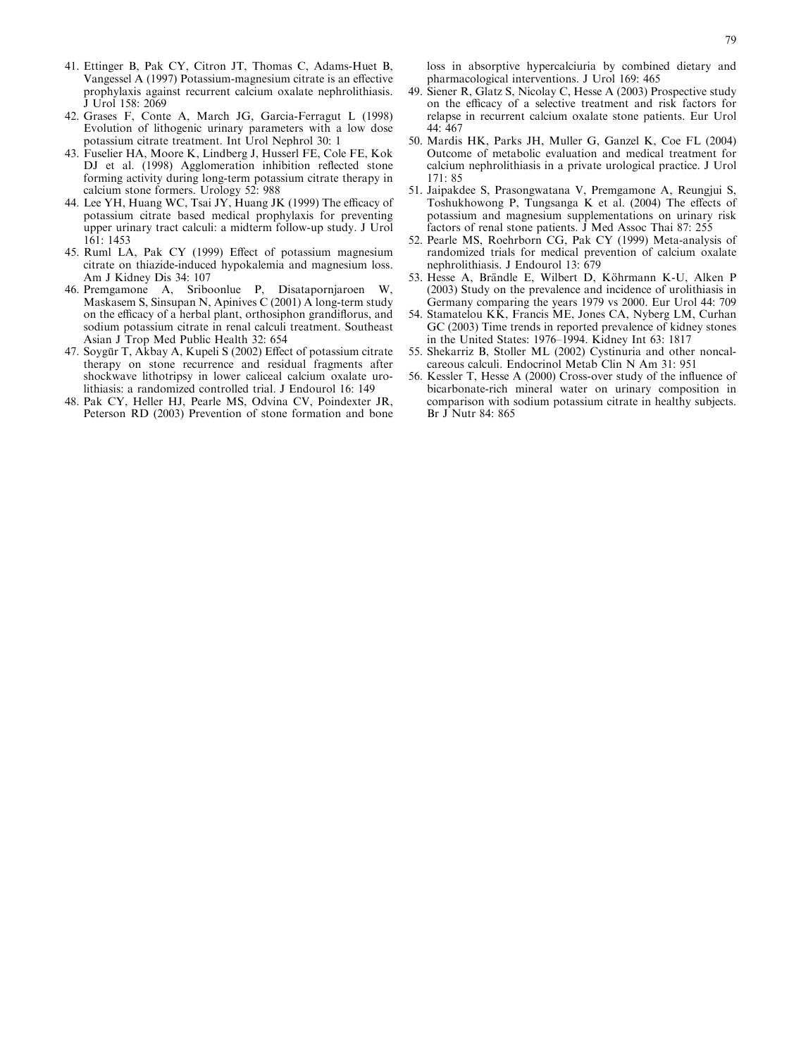41. Ettinger B, Pak CY, Citron JT, Thomas C, Adams-Huet B, Vangessel A (1997) Potassium-magnesium citrate is an effective prophylaxis against recurrent calcium oxalate nephrolithiasis. J Urol 158: 2069
42. Grases F, Conte A, March JG, Garcia-Ferragut L (1998) Evolution of lithogenic urinary parameters with a low dose potassium citrate treatment. Int Urol Nephrol 30: 1
43. Fuselier HA, Moore K, Lindberg J, Husserl FE, Cole FE, Kok DJ et al. (1998) Agglomeration inhibition reflected stone forming activity during long-term potassium citrate therapy in calcium stone formers. Urology 52: 988
44. Lee YH, Huang WC, Tsai JY, Huang JK (1999) The efficacy of potassium citrate based medical prophylaxis for preventing upper urinary tract calculi: a midterm follow-up study. J Urol 161: 1453
45. Ruml LA, Pak CY (1999) Effect of potassium magnesium citrate on thiazide-induced hypokalemia and magnesium loss. Am J Kidney Dis 34: 107
46. Premgamone A, Sriboonlue P, Disatapornjaroen W, Maskasem S, Sinsupan N, Apinives C (2001) A long-term study on the efficacy of a herbal plant, orthosiphon grandiflorus, and sodium potassium citrate in renal calculi treatment. Southeast Asian J Trop Med Public Health 32: 654
47. Soygür T, Akbay A, Kupeli S (2002) Effect of potassium citrate therapy on stone recurrence and residual fragments after shockwave lithotripsy in lower caliceal calcium oxalate urolithiasis: a randomized controlled trial. J Endourol 16: 149
48. Pak CY, Heller HJ, Pearle MS, Odvina CV, Poindexter JR, Peterson RD (2003) Prevention of stone formation and bone loss in absorptive hypercalciuria by combined dietary and pharmacological interventions. J Urol 169: 465
49. Siener R, Glatz S, Nicolay C, Hesse A (2003) Prospective study on the efficacy of a selective treatment and risk factors for relapse in recurrent calcium oxalate stone patients. Eur Urol 44: 467
50. Mardis HK, Parks JH, Muller G, Ganzel K, Coe FL (2004) Outcome of metabolic evaluation and medical treatment for calcium nephrolithiasis in a private urological practice. J Urol 171: 85
51. Jaipakdee S, Prasongwatana V, Premgamone A, Reungjui S, Toshukhowong P, Tungsanga K et al. (2004) The effects of potassium and magnesium supplementations on urinary risk factors of renal stone patients. J Med Assoc Thai 87: 255
52. Pearle MS, Roehrborn CG, Pak CY (1999) Meta-analysis of randomized trials for medical prevention of calcium oxalate nephrolithiasis. J Endourol 13: 679
53. Hesse A, Brändle E, Wilbert D, Köhrmann K-U, Alken P (2003) Study on the prevalence and incidence of urolithiasis in Germany comparing the years 1979 vs 2000. Eur Urol 44: 709
54. Stamatelou KK, Francis ME, Jones CA, Nyberg LM, Curhan GC (2003) Time trends in reported prevalence of kidney stones in the United States: 1976–1994. Kidney Int 63: 1817
55. Shekarriz B, Stoller ML (2002) Cystinuria and other noncalcareous calculi. Endocrinol Metab Clin N Am 31: 951
56. Kessler T, Hesse A (2000) Cross-over study of the influence of bicarbonate-rich mineral water on urinary composition in comparison with sodium potassium citrate in healthy subjects. Br J Nutr 84: 865